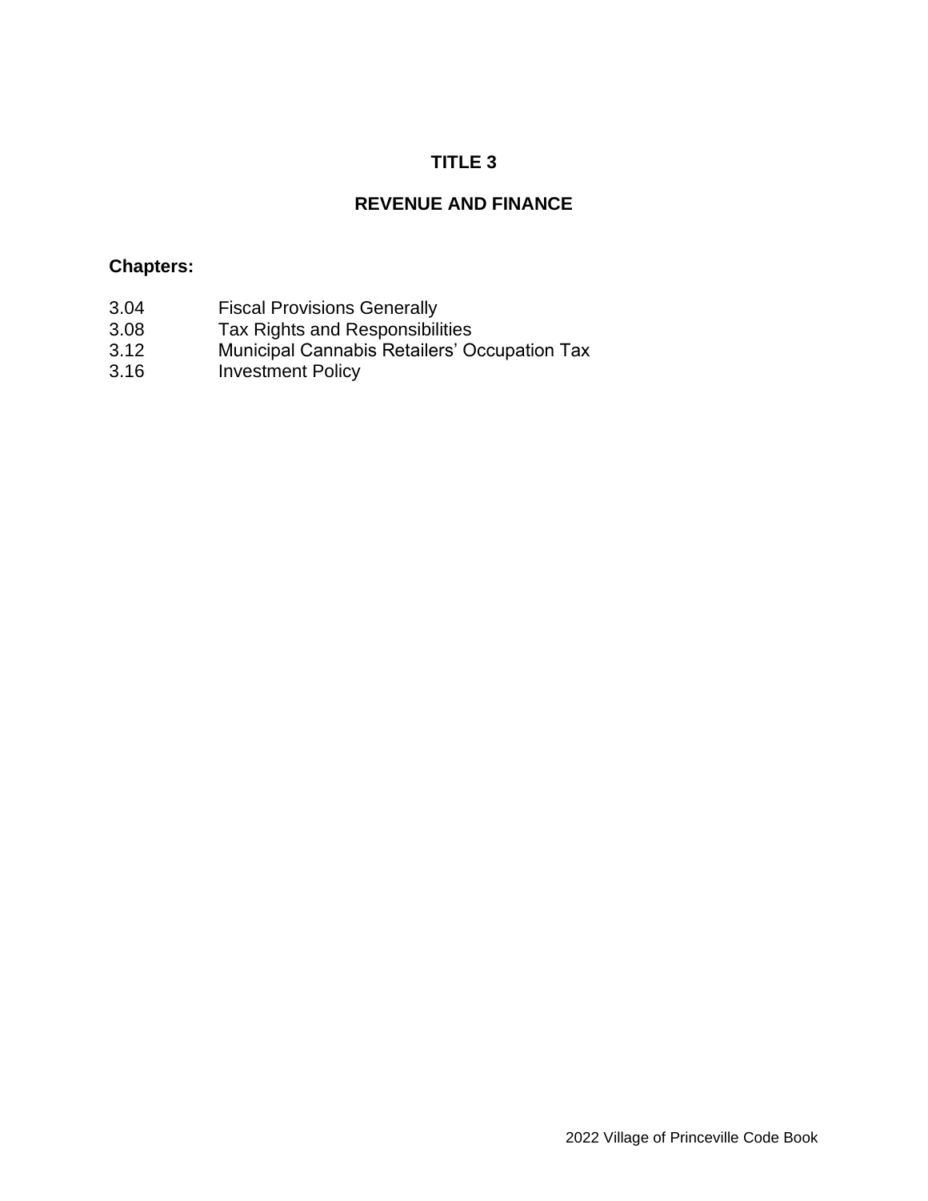# TITLE 3

## REVENUE AND FINANCE

**Chapters:**

| | |
|---|---|
| 3.04 | Fiscal Provisions Generally |
| 3.08 | Tax Rights and Responsibilities |
| 3.12 | Municipal Cannabis Retailers' Occupation Tax |
| 3.16 | Investment Policy |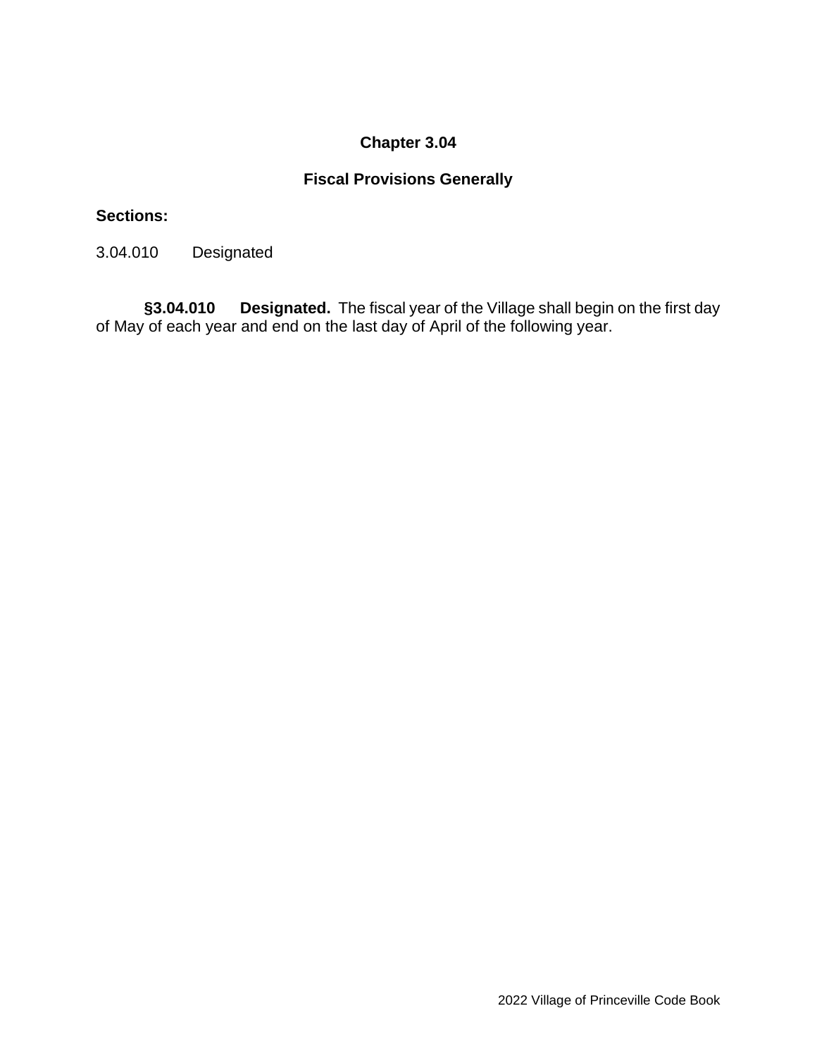# Chapter 3.04

## Fiscal Provisions Generally

**Sections:**

3.04.010 Designated

**§3.04.010 Designated.** The fiscal year of the Village shall begin on the first day of May of each year and end on the last day of April of the following year.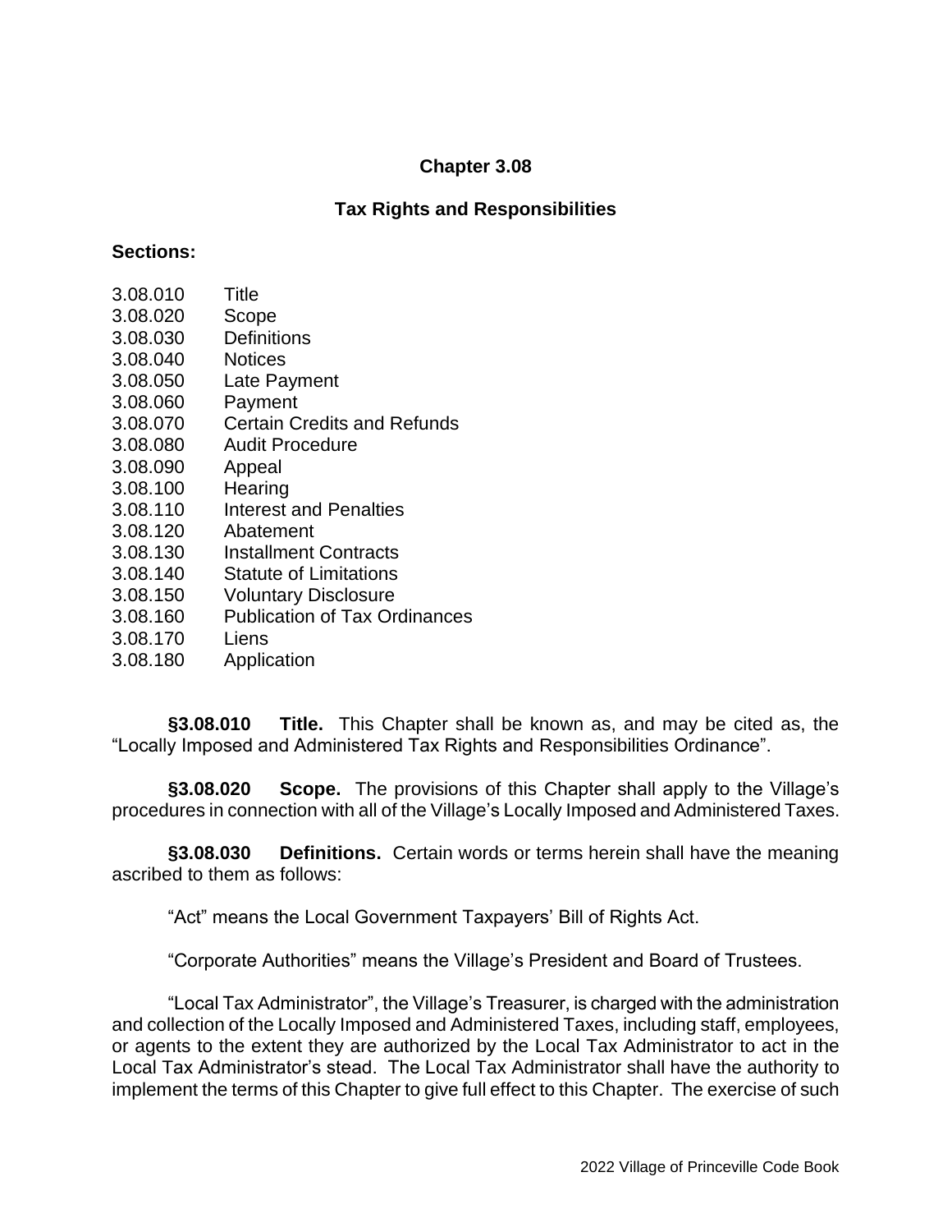# Chapter 3.08

## Tax Rights and Responsibilities

**Sections:**

3.08.010 Title
3.08.020 Scope
3.08.030 Definitions
3.08.040 Notices
3.08.050 Late Payment
3.08.060 Payment
3.08.070 Certain Credits and Refunds
3.08.080 Audit Procedure
3.08.090 Appeal
3.08.100 Hearing
3.08.110 Interest and Penalties
3.08.120 Abatement
3.08.130 Installment Contracts
3.08.140 Statute of Limitations
3.08.150 Voluntary Disclosure
3.08.160 Publication of Tax Ordinances
3.08.170 Liens
3.08.180 Application

**§3.08.010 Title.** This Chapter shall be known as, and may be cited as, the "Locally Imposed and Administered Tax Rights and Responsibilities Ordinance".

**§3.08.020 Scope.** The provisions of this Chapter shall apply to the Village's procedures in connection with all of the Village's Locally Imposed and Administered Taxes.

**§3.08.030 Definitions.** Certain words or terms herein shall have the meaning ascribed to them as follows:

"Act" means the Local Government Taxpayers' Bill of Rights Act.

"Corporate Authorities" means the Village's President and Board of Trustees.

"Local Tax Administrator", the Village's Treasurer, is charged with the administration and collection of the Locally Imposed and Administered Taxes, including staff, employees, or agents to the extent they are authorized by the Local Tax Administrator to act in the Local Tax Administrator's stead. The Local Tax Administrator shall have the authority to implement the terms of this Chapter to give full effect to this Chapter. The exercise of such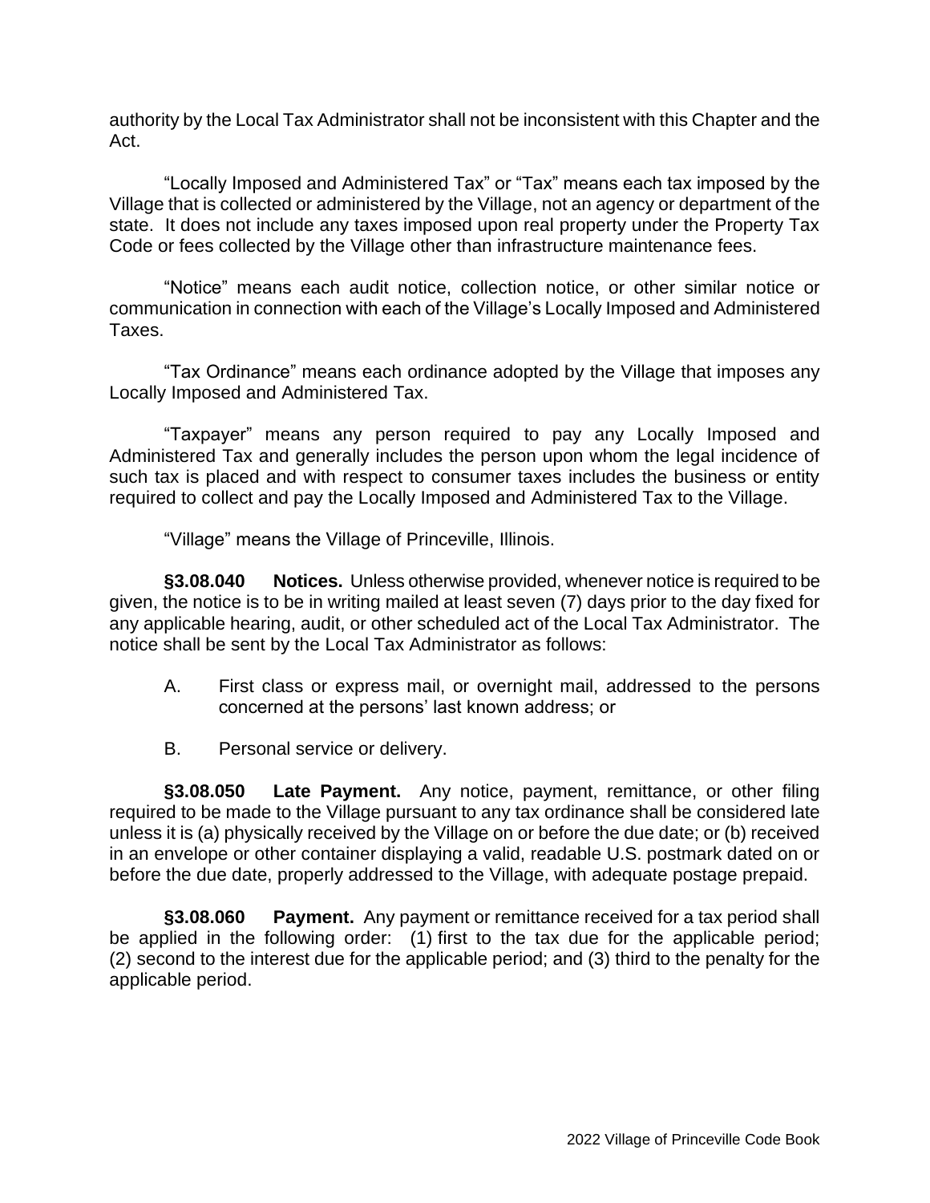authority by the Local Tax Administrator shall not be inconsistent with this Chapter and the Act.

"Locally Imposed and Administered Tax" or "Tax" means each tax imposed by the Village that is collected or administered by the Village, not an agency or department of the state. It does not include any taxes imposed upon real property under the Property Tax Code or fees collected by the Village other than infrastructure maintenance fees.

"Notice" means each audit notice, collection notice, or other similar notice or communication in connection with each of the Village's Locally Imposed and Administered Taxes.

"Tax Ordinance" means each ordinance adopted by the Village that imposes any Locally Imposed and Administered Tax.

"Taxpayer" means any person required to pay any Locally Imposed and Administered Tax and generally includes the person upon whom the legal incidence of such tax is placed and with respect to consumer taxes includes the business or entity required to collect and pay the Locally Imposed and Administered Tax to the Village.

"Village" means the Village of Princeville, Illinois.

**§3.08.040 Notices.** Unless otherwise provided, whenever notice is required to be given, the notice is to be in writing mailed at least seven (7) days prior to the day fixed for any applicable hearing, audit, or other scheduled act of the Local Tax Administrator. The notice shall be sent by the Local Tax Administrator as follows:

A. First class or express mail, or overnight mail, addressed to the persons concerned at the persons' last known address; or

B. Personal service or delivery.

**§3.08.050 Late Payment.** Any notice, payment, remittance, or other filing required to be made to the Village pursuant to any tax ordinance shall be considered late unless it is (a) physically received by the Village on or before the due date; or (b) received in an envelope or other container displaying a valid, readable U.S. postmark dated on or before the due date, properly addressed to the Village, with adequate postage prepaid.

**§3.08.060 Payment.** Any payment or remittance received for a tax period shall be applied in the following order: (1) first to the tax due for the applicable period; (2) second to the interest due for the applicable period; and (3) third to the penalty for the applicable period.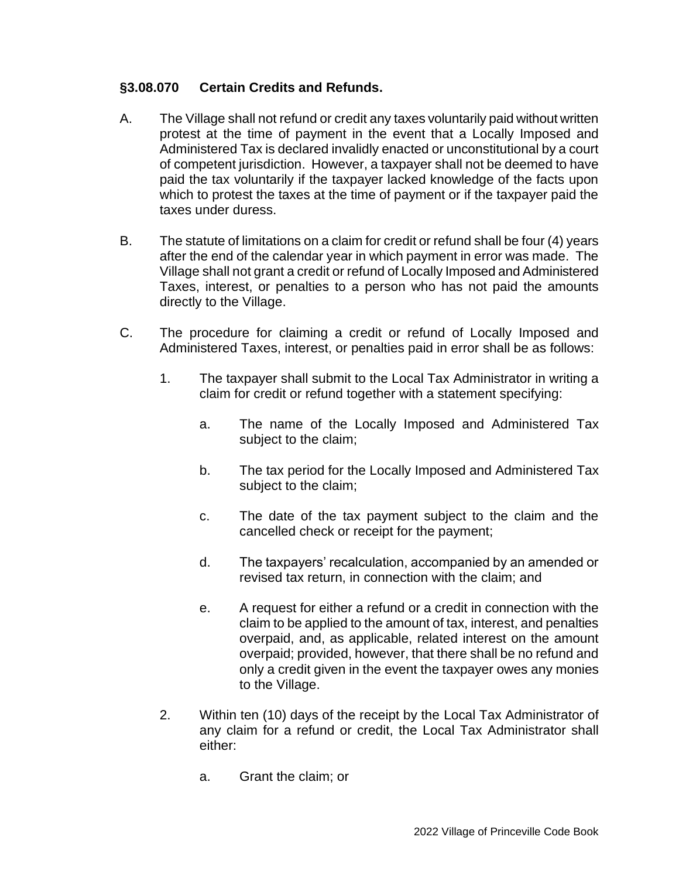### §3.08.070 Certain Credits and Refunds.

A. The Village shall not refund or credit any taxes voluntarily paid without written protest at the time of payment in the event that a Locally Imposed and Administered Tax is declared invalidly enacted or unconstitutional by a court of competent jurisdiction. However, a taxpayer shall not be deemed to have paid the tax voluntarily if the taxpayer lacked knowledge of the facts upon which to protest the taxes at the time of payment or if the taxpayer paid the taxes under duress.

B. The statute of limitations on a claim for credit or refund shall be four (4) years after the end of the calendar year in which payment in error was made. The Village shall not grant a credit or refund of Locally Imposed and Administered Taxes, interest, or penalties to a person who has not paid the amounts directly to the Village.

C. The procedure for claiming a credit or refund of Locally Imposed and Administered Taxes, interest, or penalties paid in error shall be as follows:

1. The taxpayer shall submit to the Local Tax Administrator in writing a claim for credit or refund together with a statement specifying:

   a. The name of the Locally Imposed and Administered Tax subject to the claim;

   b. The tax period for the Locally Imposed and Administered Tax subject to the claim;

   c. The date of the tax payment subject to the claim and the cancelled check or receipt for the payment;

   d. The taxpayers' recalculation, accompanied by an amended or revised tax return, in connection with the claim; and

   e. A request for either a refund or a credit in connection with the claim to be applied to the amount of tax, interest, and penalties overpaid, and, as applicable, related interest on the amount overpaid; provided, however, that there shall be no refund and only a credit given in the event the taxpayer owes any monies to the Village.

2. Within ten (10) days of the receipt by the Local Tax Administrator of any claim for a refund or credit, the Local Tax Administrator shall either:

   a. Grant the claim; or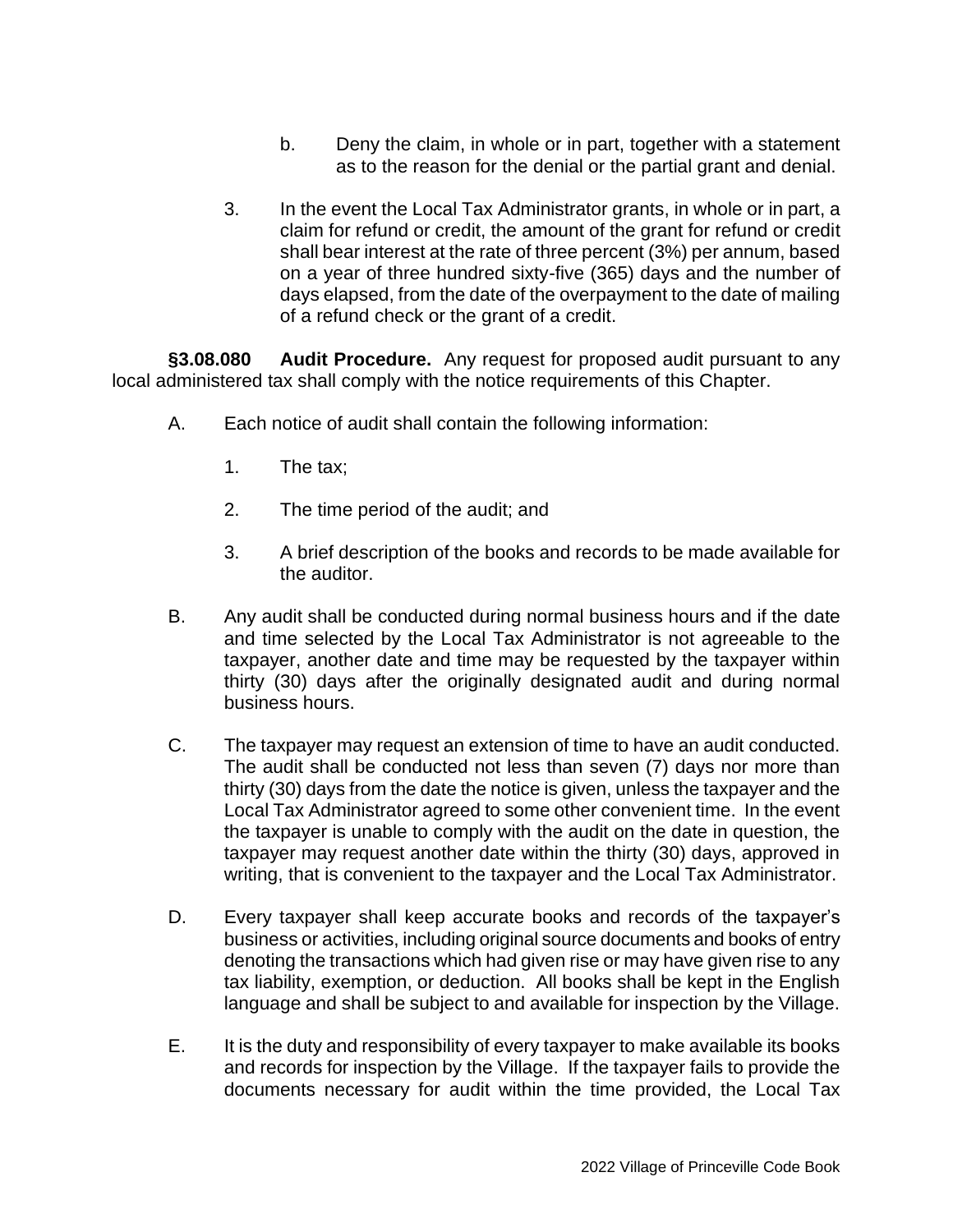b. Deny the claim, in whole or in part, together with a statement as to the reason for the denial or the partial grant and denial.

3. In the event the Local Tax Administrator grants, in whole or in part, a claim for refund or credit, the amount of the grant for refund or credit shall bear interest at the rate of three percent (3%) per annum, based on a year of three hundred sixty-five (365) days and the number of days elapsed, from the date of the overpayment to the date of mailing of a refund check or the grant of a credit.

**§3.08.080 Audit Procedure.** Any request for proposed audit pursuant to any local administered tax shall comply with the notice requirements of this Chapter.

A. Each notice of audit shall contain the following information:

1. The tax;

2. The time period of the audit; and

3. A brief description of the books and records to be made available for the auditor.

B. Any audit shall be conducted during normal business hours and if the date and time selected by the Local Tax Administrator is not agreeable to the taxpayer, another date and time may be requested by the taxpayer within thirty (30) days after the originally designated audit and during normal business hours.

C. The taxpayer may request an extension of time to have an audit conducted. The audit shall be conducted not less than seven (7) days nor more than thirty (30) days from the date the notice is given, unless the taxpayer and the Local Tax Administrator agreed to some other convenient time. In the event the taxpayer is unable to comply with the audit on the date in question, the taxpayer may request another date within the thirty (30) days, approved in writing, that is convenient to the taxpayer and the Local Tax Administrator.

D. Every taxpayer shall keep accurate books and records of the taxpayer's business or activities, including original source documents and books of entry denoting the transactions which had given rise or may have given rise to any tax liability, exemption, or deduction. All books shall be kept in the English language and shall be subject to and available for inspection by the Village.

E. It is the duty and responsibility of every taxpayer to make available its books and records for inspection by the Village. If the taxpayer fails to provide the documents necessary for audit within the time provided, the Local Tax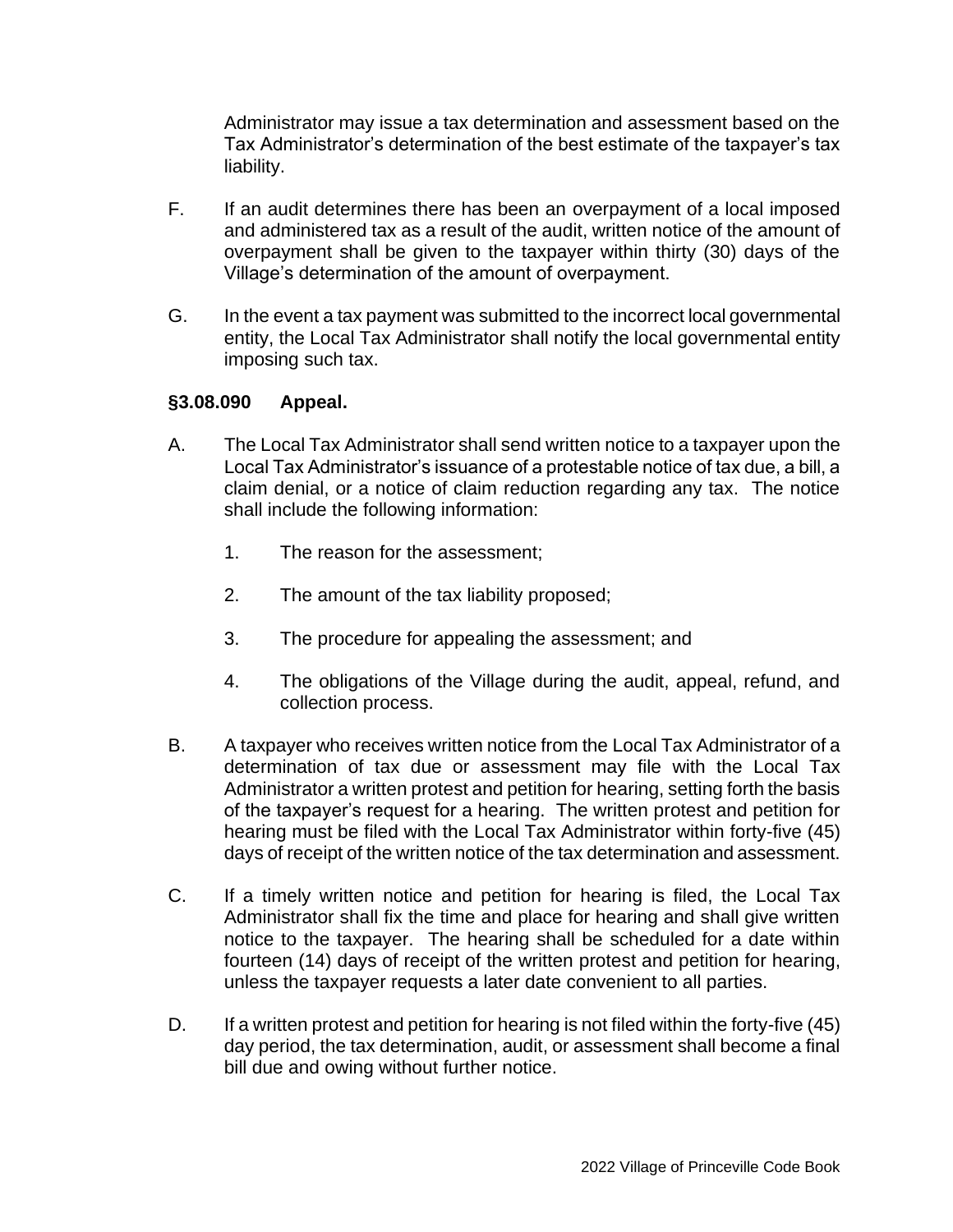Administrator may issue a tax determination and assessment based on the Tax Administrator's determination of the best estimate of the taxpayer's tax liability.

F. If an audit determines there has been an overpayment of a local imposed and administered tax as a result of the audit, written notice of the amount of overpayment shall be given to the taxpayer within thirty (30) days of the Village's determination of the amount of overpayment.

G. In the event a tax payment was submitted to the incorrect local governmental entity, the Local Tax Administrator shall notify the local governmental entity imposing such tax.

### §3.08.090 Appeal.

A. The Local Tax Administrator shall send written notice to a taxpayer upon the Local Tax Administrator's issuance of a protestable notice of tax due, a bill, a claim denial, or a notice of claim reduction regarding any tax. The notice shall include the following information:

   1. The reason for the assessment;

   2. The amount of the tax liability proposed;

   3. The procedure for appealing the assessment; and

   4. The obligations of the Village during the audit, appeal, refund, and collection process.

B. A taxpayer who receives written notice from the Local Tax Administrator of a determination of tax due or assessment may file with the Local Tax Administrator a written protest and petition for hearing, setting forth the basis of the taxpayer's request for a hearing. The written protest and petition for hearing must be filed with the Local Tax Administrator within forty-five (45) days of receipt of the written notice of the tax determination and assessment.

C. If a timely written notice and petition for hearing is filed, the Local Tax Administrator shall fix the time and place for hearing and shall give written notice to the taxpayer. The hearing shall be scheduled for a date within fourteen (14) days of receipt of the written protest and petition for hearing, unless the taxpayer requests a later date convenient to all parties.

D. If a written protest and petition for hearing is not filed within the forty-five (45) day period, the tax determination, audit, or assessment shall become a final bill due and owing without further notice.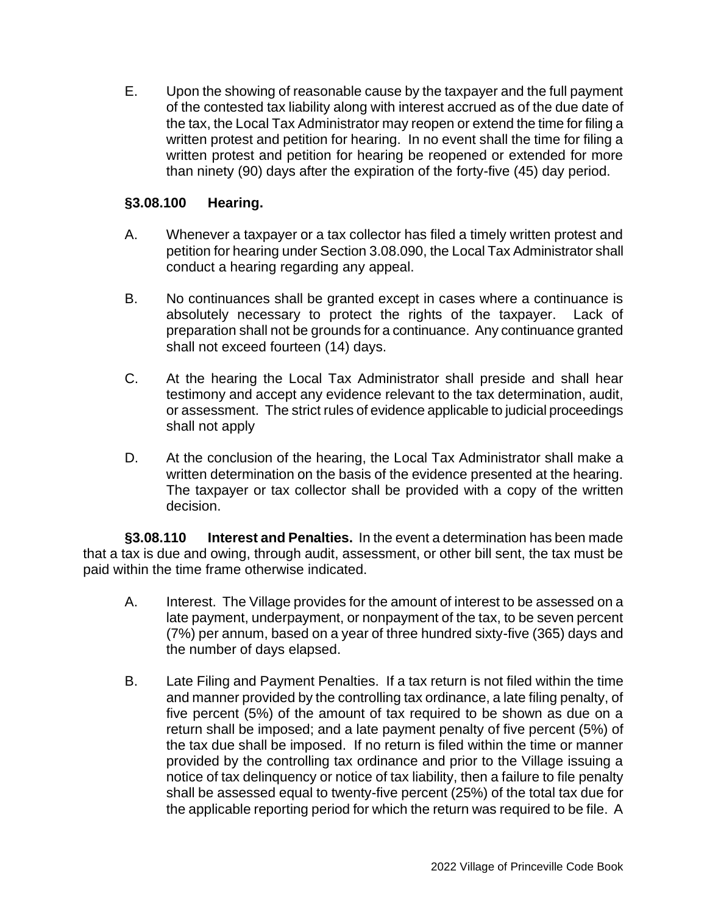E. Upon the showing of reasonable cause by the taxpayer and the full payment of the contested tax liability along with interest accrued as of the due date of the tax, the Local Tax Administrator may reopen or extend the time for filing a written protest and petition for hearing. In no event shall the time for filing a written protest and petition for hearing be reopened or extended for more than ninety (90) days after the expiration of the forty-five (45) day period.

### §3.08.100 Hearing.

A. Whenever a taxpayer or a tax collector has filed a timely written protest and petition for hearing under Section 3.08.090, the Local Tax Administrator shall conduct a hearing regarding any appeal.

B. No continuances shall be granted except in cases where a continuance is absolutely necessary to protect the rights of the taxpayer. Lack of preparation shall not be grounds for a continuance. Any continuance granted shall not exceed fourteen (14) days.

C. At the hearing the Local Tax Administrator shall preside and shall hear testimony and accept any evidence relevant to the tax determination, audit, or assessment. The strict rules of evidence applicable to judicial proceedings shall not apply

D. At the conclusion of the hearing, the Local Tax Administrator shall make a written determination on the basis of the evidence presented at the hearing. The taxpayer or tax collector shall be provided with a copy of the written decision.

**§3.08.110 Interest and Penalties.** In the event a determination has been made that a tax is due and owing, through audit, assessment, or other bill sent, the tax must be paid within the time frame otherwise indicated.

A. Interest. The Village provides for the amount of interest to be assessed on a late payment, underpayment, or nonpayment of the tax, to be seven percent (7%) per annum, based on a year of three hundred sixty-five (365) days and the number of days elapsed.

B. Late Filing and Payment Penalties. If a tax return is not filed within the time and manner provided by the controlling tax ordinance, a late filing penalty, of five percent (5%) of the amount of tax required to be shown as due on a return shall be imposed; and a late payment penalty of five percent (5%) of the tax due shall be imposed. If no return is filed within the time or manner provided by the controlling tax ordinance and prior to the Village issuing a notice of tax delinquency or notice of tax liability, then a failure to file penalty shall be assessed equal to twenty-five percent (25%) of the total tax due for the applicable reporting period for which the return was required to be file. A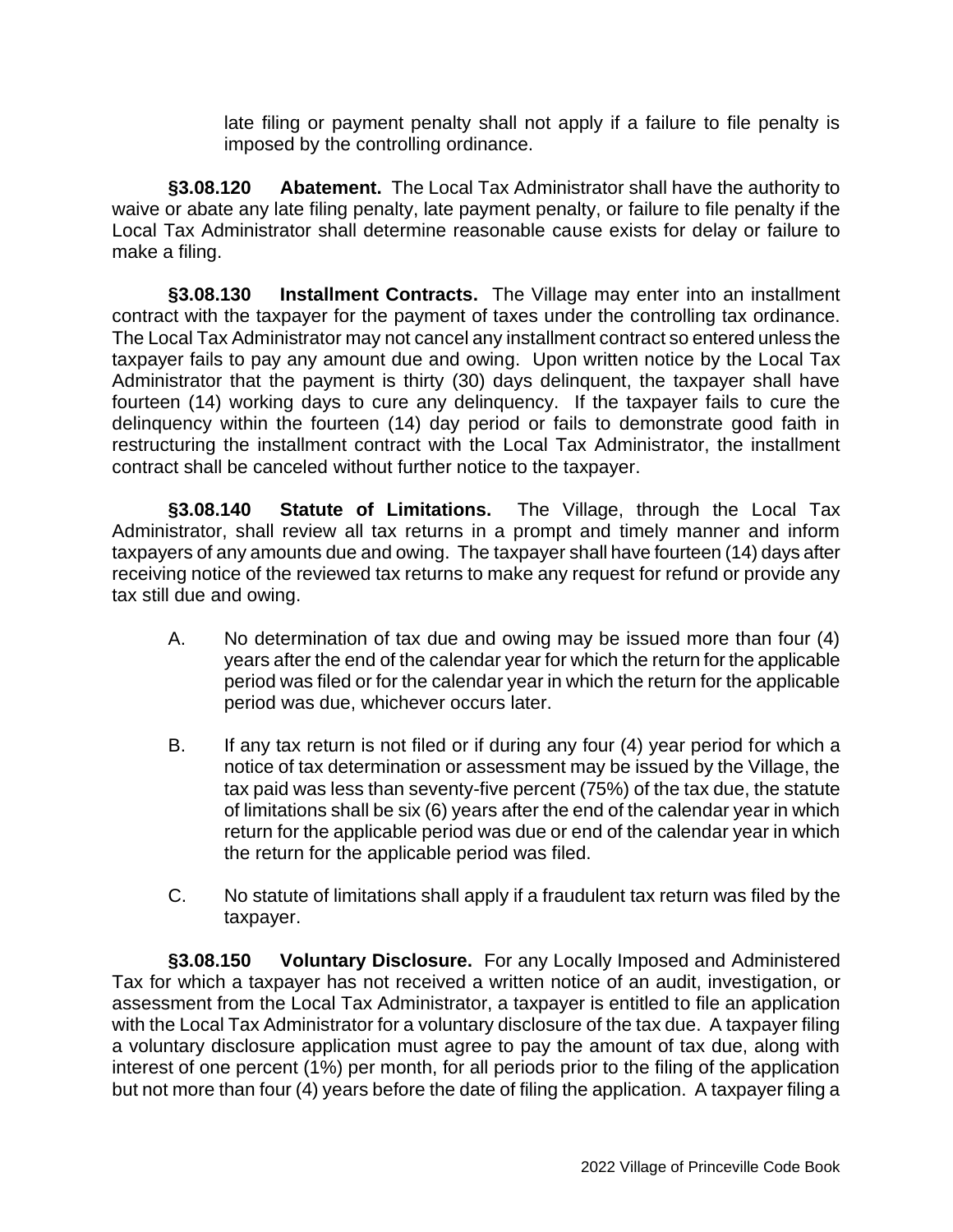late filing or payment penalty shall not apply if a failure to file penalty is imposed by the controlling ordinance.

**§3.08.120 Abatement.** The Local Tax Administrator shall have the authority to waive or abate any late filing penalty, late payment penalty, or failure to file penalty if the Local Tax Administrator shall determine reasonable cause exists for delay or failure to make a filing.

**§3.08.130 Installment Contracts.** The Village may enter into an installment contract with the taxpayer for the payment of taxes under the controlling tax ordinance. The Local Tax Administrator may not cancel any installment contract so entered unless the taxpayer fails to pay any amount due and owing. Upon written notice by the Local Tax Administrator that the payment is thirty (30) days delinquent, the taxpayer shall have fourteen (14) working days to cure any delinquency. If the taxpayer fails to cure the delinquency within the fourteen (14) day period or fails to demonstrate good faith in restructuring the installment contract with the Local Tax Administrator, the installment contract shall be canceled without further notice to the taxpayer.

**§3.08.140 Statute of Limitations.** The Village, through the Local Tax Administrator, shall review all tax returns in a prompt and timely manner and inform taxpayers of any amounts due and owing. The taxpayer shall have fourteen (14) days after receiving notice of the reviewed tax returns to make any request for refund or provide any tax still due and owing.

A. No determination of tax due and owing may be issued more than four (4) years after the end of the calendar year for which the return for the applicable period was filed or for the calendar year in which the return for the applicable period was due, whichever occurs later.

B. If any tax return is not filed or if during any four (4) year period for which a notice of tax determination or assessment may be issued by the Village, the tax paid was less than seventy-five percent (75%) of the tax due, the statute of limitations shall be six (6) years after the end of the calendar year in which return for the applicable period was due or end of the calendar year in which the return for the applicable period was filed.

C. No statute of limitations shall apply if a fraudulent tax return was filed by the taxpayer.

**§3.08.150 Voluntary Disclosure.** For any Locally Imposed and Administered Tax for which a taxpayer has not received a written notice of an audit, investigation, or assessment from the Local Tax Administrator, a taxpayer is entitled to file an application with the Local Tax Administrator for a voluntary disclosure of the tax due. A taxpayer filing a voluntary disclosure application must agree to pay the amount of tax due, along with interest of one percent (1%) per month, for all periods prior to the filing of the application but not more than four (4) years before the date of filing the application. A taxpayer filing a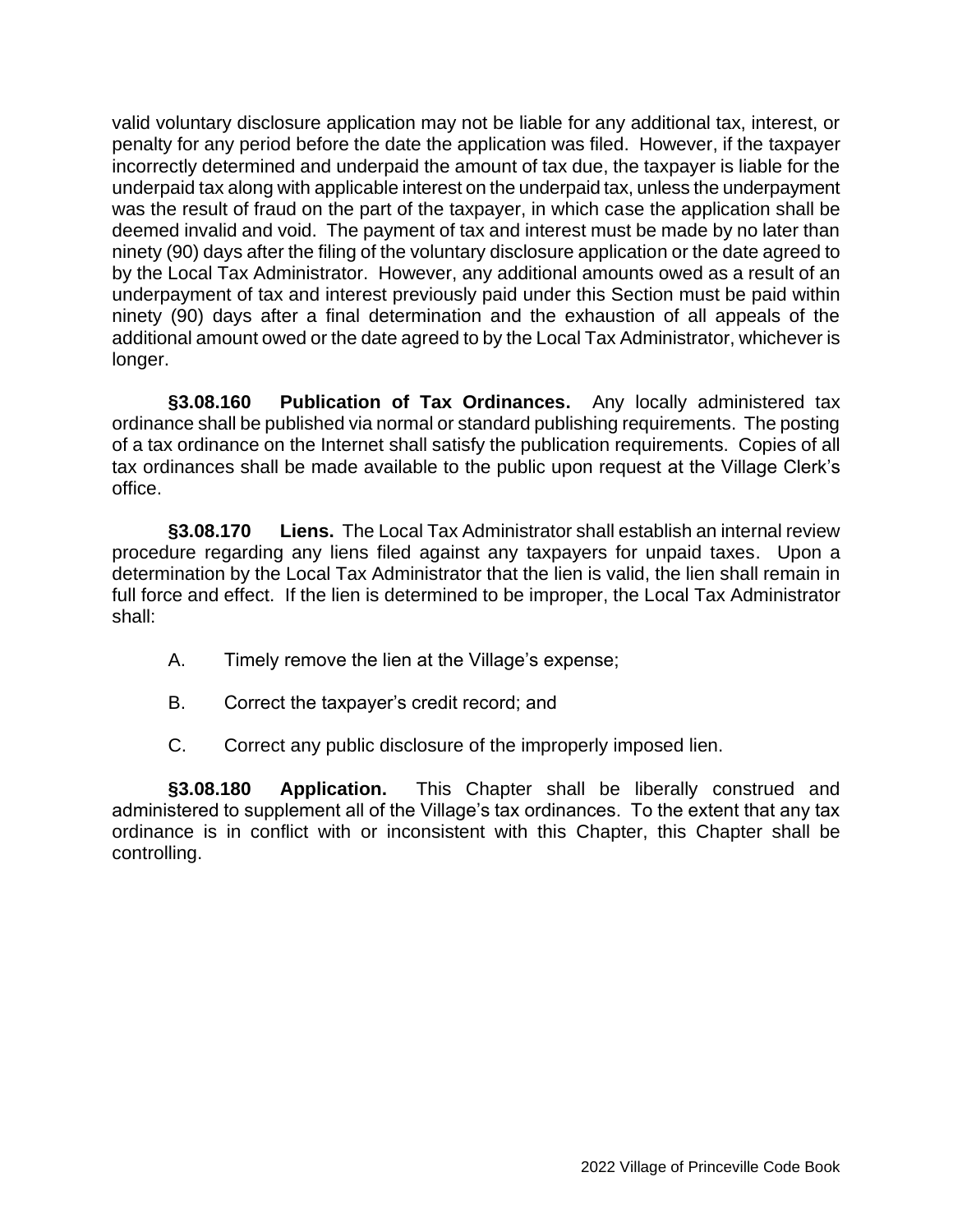valid voluntary disclosure application may not be liable for any additional tax, interest, or penalty for any period before the date the application was filed. However, if the taxpayer incorrectly determined and underpaid the amount of tax due, the taxpayer is liable for the underpaid tax along with applicable interest on the underpaid tax, unless the underpayment was the result of fraud on the part of the taxpayer, in which case the application shall be deemed invalid and void. The payment of tax and interest must be made by no later than ninety (90) days after the filing of the voluntary disclosure application or the date agreed to by the Local Tax Administrator. However, any additional amounts owed as a result of an underpayment of tax and interest previously paid under this Section must be paid within ninety (90) days after a final determination and the exhaustion of all appeals of the additional amount owed or the date agreed to by the Local Tax Administrator, whichever is longer.

**§3.08.160 Publication of Tax Ordinances.** Any locally administered tax ordinance shall be published via normal or standard publishing requirements. The posting of a tax ordinance on the Internet shall satisfy the publication requirements. Copies of all tax ordinances shall be made available to the public upon request at the Village Clerk's office.

**§3.08.170 Liens.** The Local Tax Administrator shall establish an internal review procedure regarding any liens filed against any taxpayers for unpaid taxes. Upon a determination by the Local Tax Administrator that the lien is valid, the lien shall remain in full force and effect. If the lien is determined to be improper, the Local Tax Administrator shall:

A. Timely remove the lien at the Village's expense;

B. Correct the taxpayer's credit record; and

C. Correct any public disclosure of the improperly imposed lien.

**§3.08.180 Application.** This Chapter shall be liberally construed and administered to supplement all of the Village's tax ordinances. To the extent that any tax ordinance is in conflict with or inconsistent with this Chapter, this Chapter shall be controlling.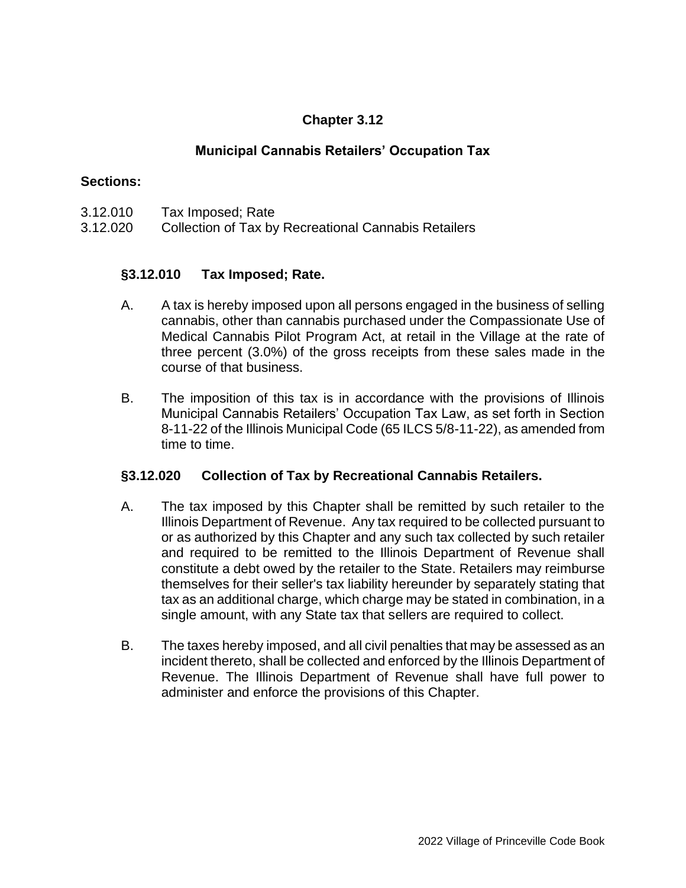# Chapter 3.12

## Municipal Cannabis Retailers' Occupation Tax

**Sections:**

3.12.010 Tax Imposed; Rate
3.12.020 Collection of Tax by Recreational Cannabis Retailers

### §3.12.010 Tax Imposed; Rate.

A. A tax is hereby imposed upon all persons engaged in the business of selling cannabis, other than cannabis purchased under the Compassionate Use of Medical Cannabis Pilot Program Act, at retail in the Village at the rate of three percent (3.0%) of the gross receipts from these sales made in the course of that business.

B. The imposition of this tax is in accordance with the provisions of Illinois Municipal Cannabis Retailers' Occupation Tax Law, as set forth in Section 8-11-22 of the Illinois Municipal Code (65 ILCS 5/8-11-22), as amended from time to time.

### §3.12.020 Collection of Tax by Recreational Cannabis Retailers.

A. The tax imposed by this Chapter shall be remitted by such retailer to the Illinois Department of Revenue. Any tax required to be collected pursuant to or as authorized by this Chapter and any such tax collected by such retailer and required to be remitted to the Illinois Department of Revenue shall constitute a debt owed by the retailer to the State. Retailers may reimburse themselves for their seller's tax liability hereunder by separately stating that tax as an additional charge, which charge may be stated in combination, in a single amount, with any State tax that sellers are required to collect.

B. The taxes hereby imposed, and all civil penalties that may be assessed as an incident thereto, shall be collected and enforced by the Illinois Department of Revenue. The Illinois Department of Revenue shall have full power to administer and enforce the provisions of this Chapter.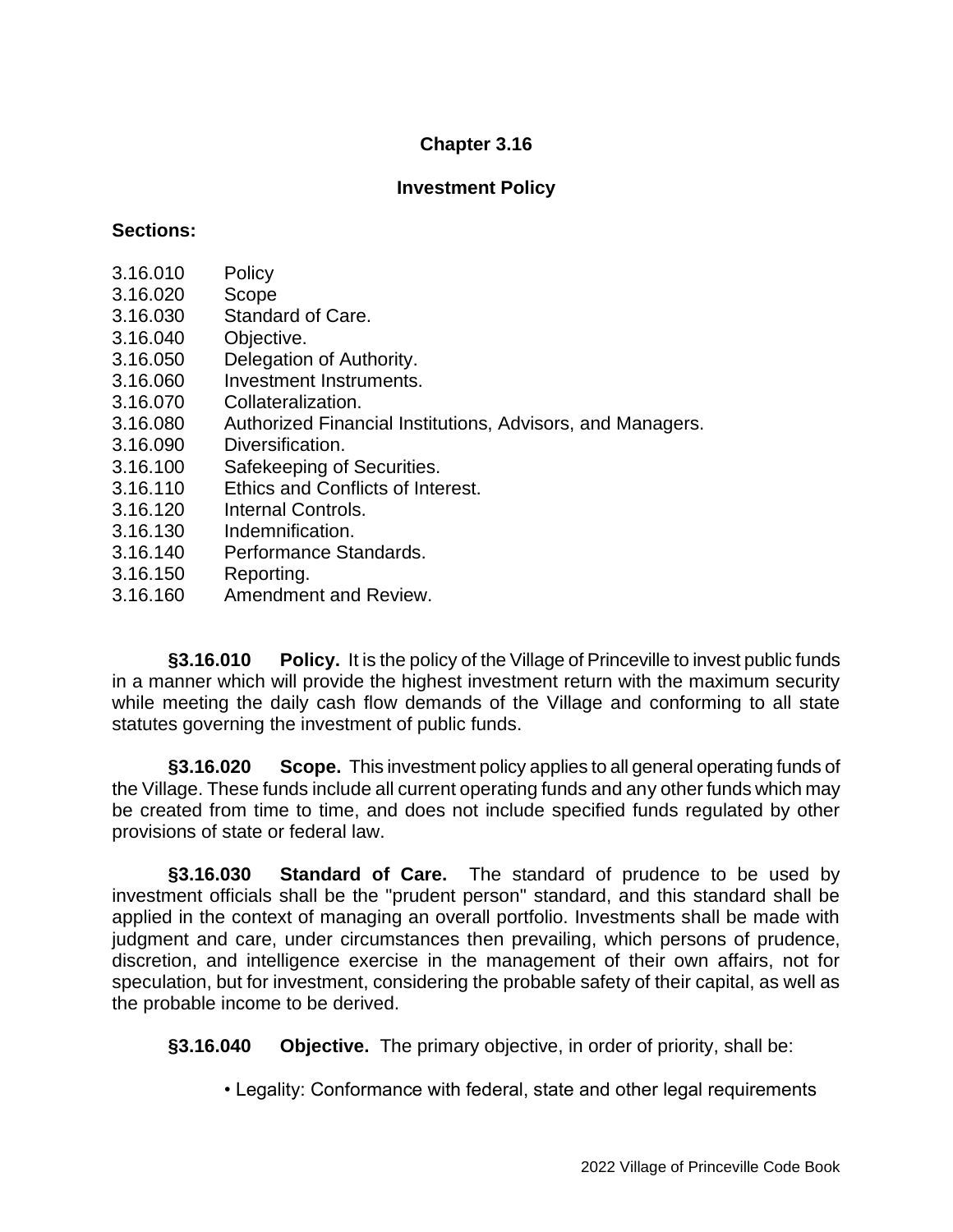## Chapter 3.16

## Investment Policy

**Sections:**

3.16.010 Policy
3.16.020 Scope
3.16.030 Standard of Care.
3.16.040 Objective.
3.16.050 Delegation of Authority.
3.16.060 Investment Instruments.
3.16.070 Collateralization.
3.16.080 Authorized Financial Institutions, Advisors, and Managers.
3.16.090 Diversification.
3.16.100 Safekeeping of Securities.
3.16.110 Ethics and Conflicts of Interest.
3.16.120 Internal Controls.
3.16.130 Indemnification.
3.16.140 Performance Standards.
3.16.150 Reporting.
3.16.160 Amendment and Review.

**§3.16.010 Policy.** It is the policy of the Village of Princeville to invest public funds in a manner which will provide the highest investment return with the maximum security while meeting the daily cash flow demands of the Village and conforming to all state statutes governing the investment of public funds.

**§3.16.020 Scope.** This investment policy applies to all general operating funds of the Village. These funds include all current operating funds and any other funds which may be created from time to time, and does not include specified funds regulated by other provisions of state or federal law.

**§3.16.030 Standard of Care.** The standard of prudence to be used by investment officials shall be the "prudent person" standard, and this standard shall be applied in the context of managing an overall portfolio. Investments shall be made with judgment and care, under circumstances then prevailing, which persons of prudence, discretion, and intelligence exercise in the management of their own affairs, not for speculation, but for investment, considering the probable safety of their capital, as well as the probable income to be derived.

**§3.16.040 Objective.** The primary objective, in order of priority, shall be:

- Legality: Conformance with federal, state and other legal requirements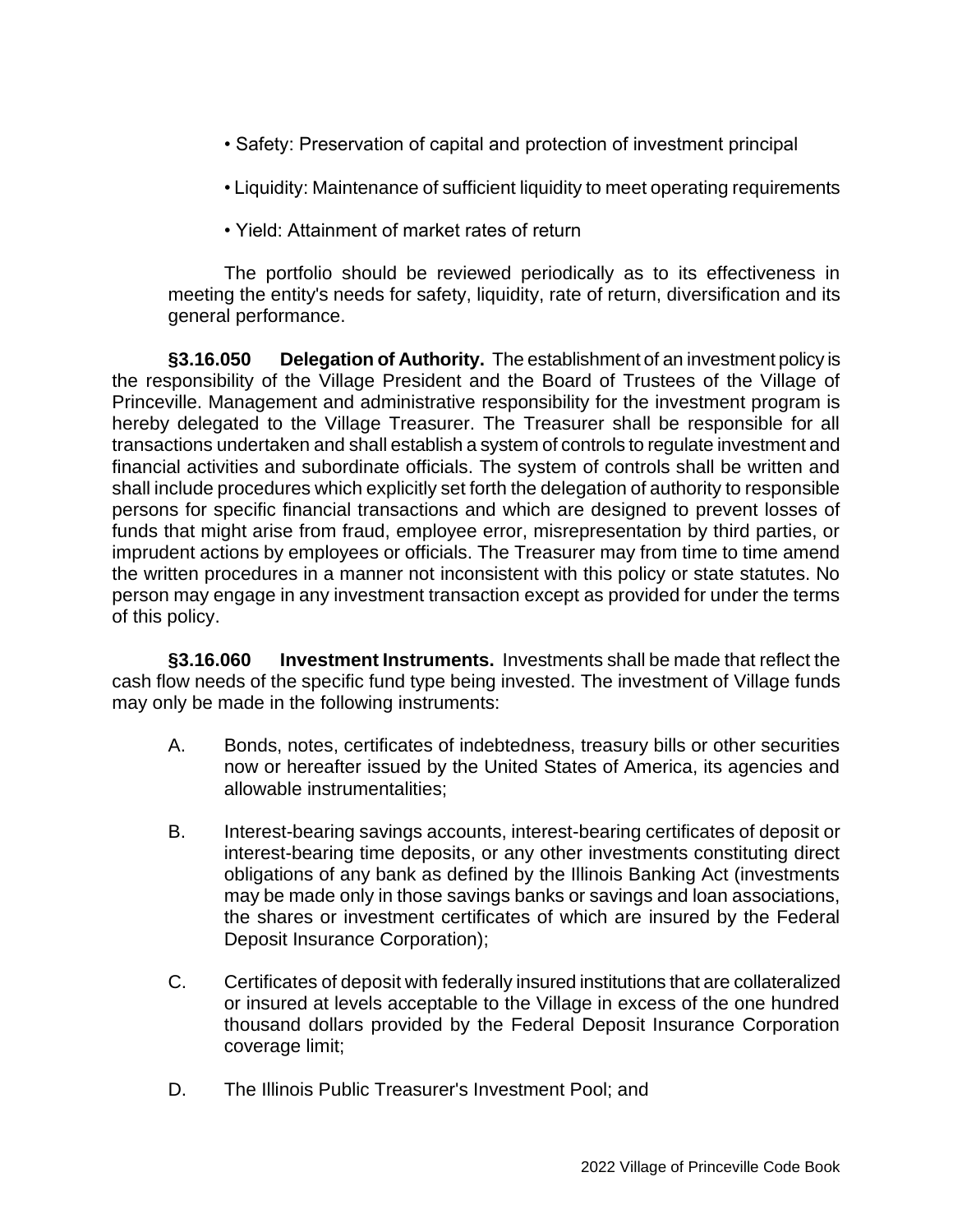- Safety: Preservation of capital and protection of investment principal

- Liquidity: Maintenance of sufficient liquidity to meet operating requirements

- Yield: Attainment of market rates of return

The portfolio should be reviewed periodically as to its effectiveness in meeting the entity's needs for safety, liquidity, rate of return, diversification and its general performance.

**§3.16.050 Delegation of Authority.** The establishment of an investment policy is the responsibility of the Village President and the Board of Trustees of the Village of Princeville. Management and administrative responsibility for the investment program is hereby delegated to the Village Treasurer. The Treasurer shall be responsible for all transactions undertaken and shall establish a system of controls to regulate investment and financial activities and subordinate officials. The system of controls shall be written and shall include procedures which explicitly set forth the delegation of authority to responsible persons for specific financial transactions and which are designed to prevent losses of funds that might arise from fraud, employee error, misrepresentation by third parties, or imprudent actions by employees or officials. The Treasurer may from time to time amend the written procedures in a manner not inconsistent with this policy or state statutes. No person may engage in any investment transaction except as provided for under the terms of this policy.

**§3.16.060 Investment Instruments.** Investments shall be made that reflect the cash flow needs of the specific fund type being invested. The investment of Village funds may only be made in the following instruments:

A. Bonds, notes, certificates of indebtedness, treasury bills or other securities now or hereafter issued by the United States of America, its agencies and allowable instrumentalities;

B. Interest-bearing savings accounts, interest-bearing certificates of deposit or interest-bearing time deposits, or any other investments constituting direct obligations of any bank as defined by the Illinois Banking Act (investments may be made only in those savings banks or savings and loan associations, the shares or investment certificates of which are insured by the Federal Deposit Insurance Corporation);

C. Certificates of deposit with federally insured institutions that are collateralized or insured at levels acceptable to the Village in excess of the one hundred thousand dollars provided by the Federal Deposit Insurance Corporation coverage limit;

D. The Illinois Public Treasurer's Investment Pool; and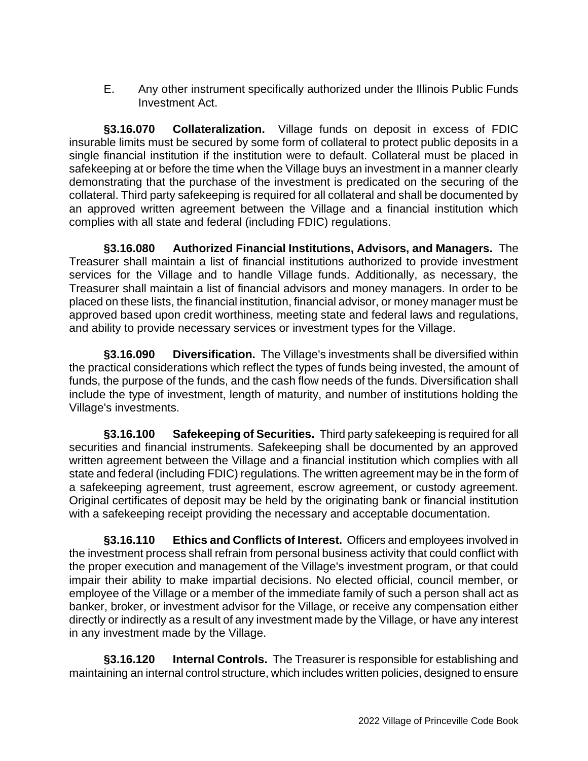E. Any other instrument specifically authorized under the Illinois Public Funds Investment Act.

**§3.16.070 Collateralization.** Village funds on deposit in excess of FDIC insurable limits must be secured by some form of collateral to protect public deposits in a single financial institution if the institution were to default. Collateral must be placed in safekeeping at or before the time when the Village buys an investment in a manner clearly demonstrating that the purchase of the investment is predicated on the securing of the collateral. Third party safekeeping is required for all collateral and shall be documented by an approved written agreement between the Village and a financial institution which complies with all state and federal (including FDIC) regulations.

**§3.16.080 Authorized Financial Institutions, Advisors, and Managers.** The Treasurer shall maintain a list of financial institutions authorized to provide investment services for the Village and to handle Village funds. Additionally, as necessary, the Treasurer shall maintain a list of financial advisors and money managers. In order to be placed on these lists, the financial institution, financial advisor, or money manager must be approved based upon credit worthiness, meeting state and federal laws and regulations, and ability to provide necessary services or investment types for the Village.

**§3.16.090 Diversification.** The Village's investments shall be diversified within the practical considerations which reflect the types of funds being invested, the amount of funds, the purpose of the funds, and the cash flow needs of the funds. Diversification shall include the type of investment, length of maturity, and number of institutions holding the Village's investments.

**§3.16.100 Safekeeping of Securities.** Third party safekeeping is required for all securities and financial instruments. Safekeeping shall be documented by an approved written agreement between the Village and a financial institution which complies with all state and federal (including FDIC) regulations. The written agreement may be in the form of a safekeeping agreement, trust agreement, escrow agreement, or custody agreement. Original certificates of deposit may be held by the originating bank or financial institution with a safekeeping receipt providing the necessary and acceptable documentation.

**§3.16.110 Ethics and Conflicts of Interest.** Officers and employees involved in the investment process shall refrain from personal business activity that could conflict with the proper execution and management of the Village's investment program, or that could impair their ability to make impartial decisions. No elected official, council member, or employee of the Village or a member of the immediate family of such a person shall act as banker, broker, or investment advisor for the Village, or receive any compensation either directly or indirectly as a result of any investment made by the Village, or have any interest in any investment made by the Village.

**§3.16.120 Internal Controls.** The Treasurer is responsible for establishing and maintaining an internal control structure, which includes written policies, designed to ensure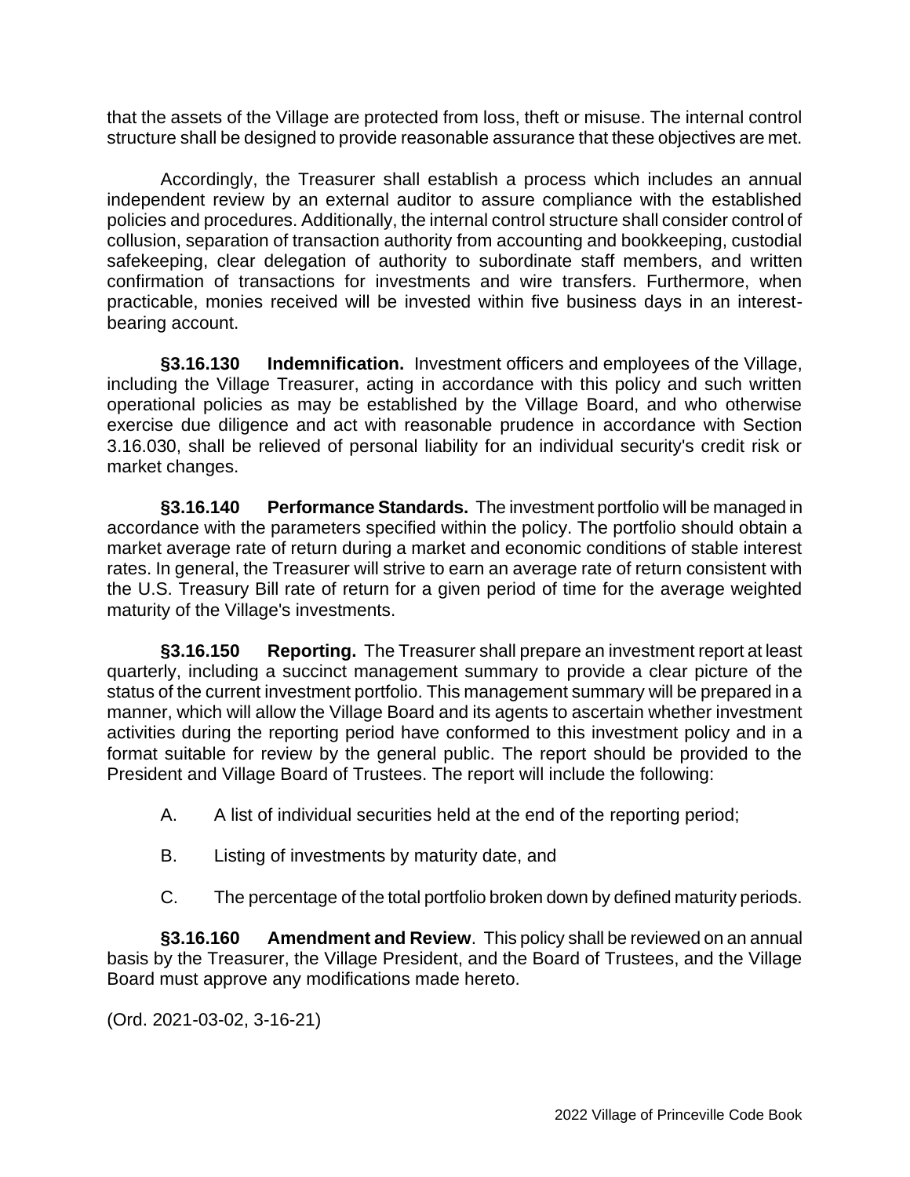that the assets of the Village are protected from loss, theft or misuse. The internal control structure shall be designed to provide reasonable assurance that these objectives are met.

Accordingly, the Treasurer shall establish a process which includes an annual independent review by an external auditor to assure compliance with the established policies and procedures. Additionally, the internal control structure shall consider control of collusion, separation of transaction authority from accounting and bookkeeping, custodial safekeeping, clear delegation of authority to subordinate staff members, and written confirmation of transactions for investments and wire transfers. Furthermore, when practicable, monies received will be invested within five business days in an interest-bearing account.

**§3.16.130 Indemnification.** Investment officers and employees of the Village, including the Village Treasurer, acting in accordance with this policy and such written operational policies as may be established by the Village Board, and who otherwise exercise due diligence and act with reasonable prudence in accordance with Section 3.16.030, shall be relieved of personal liability for an individual security's credit risk or market changes.

**§3.16.140 Performance Standards.** The investment portfolio will be managed in accordance with the parameters specified within the policy. The portfolio should obtain a market average rate of return during a market and economic conditions of stable interest rates. In general, the Treasurer will strive to earn an average rate of return consistent with the U.S. Treasury Bill rate of return for a given period of time for the average weighted maturity of the Village's investments.

**§3.16.150 Reporting.** The Treasurer shall prepare an investment report at least quarterly, including a succinct management summary to provide a clear picture of the status of the current investment portfolio. This management summary will be prepared in a manner, which will allow the Village Board and its agents to ascertain whether investment activities during the reporting period have conformed to this investment policy and in a format suitable for review by the general public. The report should be provided to the President and Village Board of Trustees. The report will include the following:

A. A list of individual securities held at the end of the reporting period;

B. Listing of investments by maturity date, and

C. The percentage of the total portfolio broken down by defined maturity periods.

**§3.16.160 Amendment and Review**. This policy shall be reviewed on an annual basis by the Treasurer, the Village President, and the Board of Trustees, and the Village Board must approve any modifications made hereto.

(Ord. 2021-03-02, 3-16-21)